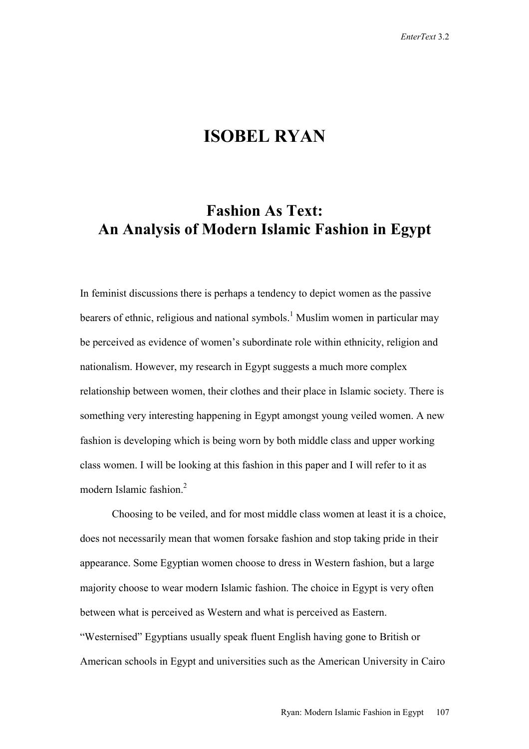# ISOBEL RYAN

## Fashion As Text: An Analysis of Modern Islamic Fashion in Egypt

In feminist discussions there is perhaps a tendency to depict women as the passive bearers of ethnic, religious and national symbols.[1] Muslim women in particular may be perceived as evidence of women's subordinate role within ethnicity, religion and nationalism. However, my research in Egypt suggests a much more complex relationship between women, their clothes and their place in Islamic society. There is something very interesting happening in Egypt amongst young veiled women. A new fashion is developing which is being worn by both middle class and upper working class women. I will be looking at this fashion in this paper and I will refer to it as modern Islamic fashion.[2]

Choosing to be veiled, and for most middle class women at least it is a choice, does not necessarily mean that women forsake fashion and stop taking pride in their appearance. Some Egyptian women choose to dress in Western fashion, but a large majority choose to wear modern Islamic fashion. The choice in Egypt is very often between what is perceived as Western and what is perceived as Eastern. "Westernised" Egyptians usually speak fluent English having gone to British or American schools in Egypt and universities such as the American University in Cairo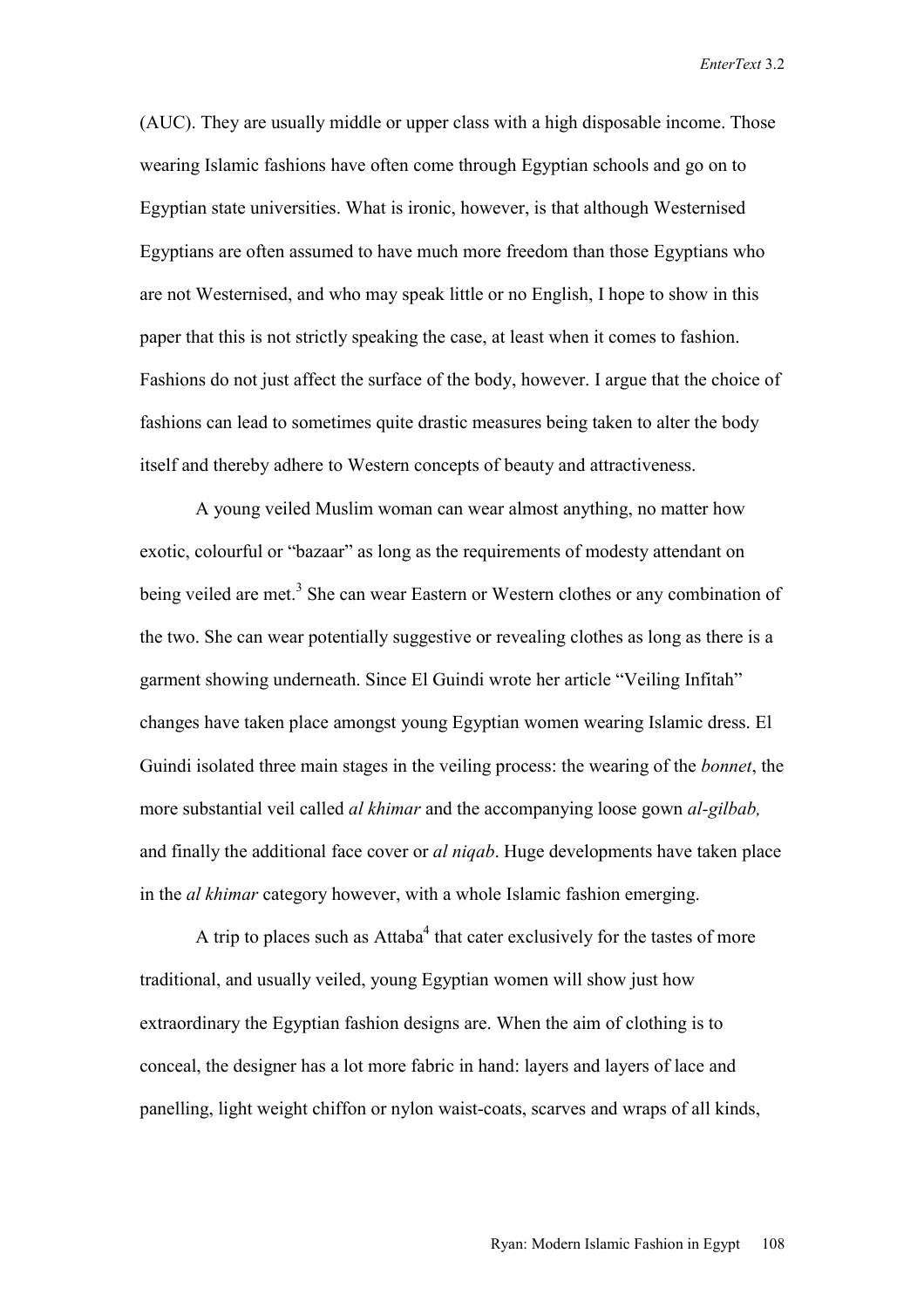(AUC). They are usually middle or upper class with a high disposable income. Those wearing Islamic fashions have often come through Egyptian schools and go on to Egyptian state universities. What is ironic, however, is that although Westernised Egyptians are often assumed to have much more freedom than those Egyptians who are not Westernised, and who may speak little or no English, I hope to show in this paper that this is not strictly speaking the case, at least when it comes to fashion. Fashions do not just affect the surface of the body, however. I argue that the choice of fashions can lead to sometimes quite drastic measures being taken to alter the body itself and thereby adhere to Western concepts of beauty and attractiveness.

A young veiled Muslim woman can wear almost anything, no matter how exotic, colourful or "bazaar" as long as the requirements of modesty attendant on being veiled are met.[3] She can wear Eastern or Western clothes or any combination of the two. She can wear potentially suggestive or revealing clothes as long as there is a garment showing underneath. Since El Guindi wrote her article "Veiling Infitah" changes have taken place amongst young Egyptian women wearing Islamic dress. El Guindi isolated three main stages in the veiling process: the wearing of the *bonnet*, the more substantial veil called *al khimar* and the accompanying loose gown *al-gilbab,* and finally the additional face cover or *al niqab*. Huge developments have taken place in the *al khimar* category however, with a whole Islamic fashion emerging.

A trip to places such as Attaba[4] that cater exclusively for the tastes of more traditional, and usually veiled, young Egyptian women will show just how extraordinary the Egyptian fashion designs are. When the aim of clothing is to conceal, the designer has a lot more fabric in hand: layers and layers of lace and panelling, light weight chiffon or nylon waist-coats, scarves and wraps of all kinds,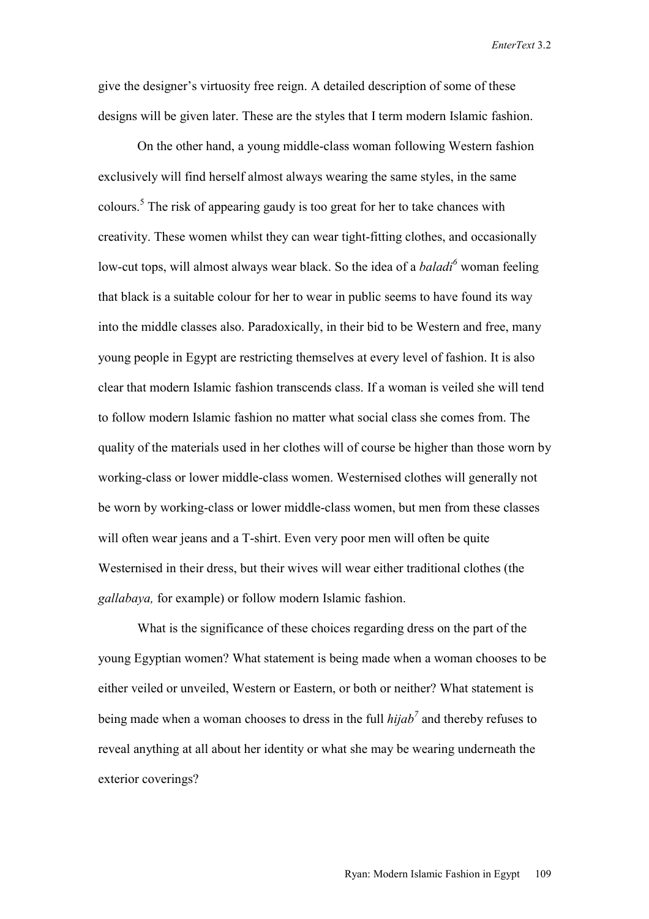give the designer's virtuosity free reign. A detailed description of some of these designs will be given later. These are the styles that I term modern Islamic fashion.

On the other hand, a young middle-class woman following Western fashion exclusively will find herself almost always wearing the same styles, in the same colours.[5] The risk of appearing gaudy is too great for her to take chances with creativity. These women whilst they can wear tight-fitting clothes, and occasionally low-cut tops, will almost always wear black. So the idea of a *baladi*[6] woman feeling that black is a suitable colour for her to wear in public seems to have found its way into the middle classes also. Paradoxically, in their bid to be Western and free, many young people in Egypt are restricting themselves at every level of fashion. It is also clear that modern Islamic fashion transcends class. If a woman is veiled she will tend to follow modern Islamic fashion no matter what social class she comes from. The quality of the materials used in her clothes will of course be higher than those worn by working-class or lower middle-class women. Westernised clothes will generally not be worn by working-class or lower middle-class women, but men from these classes will often wear jeans and a T-shirt. Even very poor men will often be quite Westernised in their dress, but their wives will wear either traditional clothes (the *gallabaya,* for example) or follow modern Islamic fashion.

What is the significance of these choices regarding dress on the part of the young Egyptian women? What statement is being made when a woman chooses to be either veiled or unveiled, Western or Eastern, or both or neither? What statement is being made when a woman chooses to dress in the full *hijab*[7] and thereby refuses to reveal anything at all about her identity or what she may be wearing underneath the exterior coverings?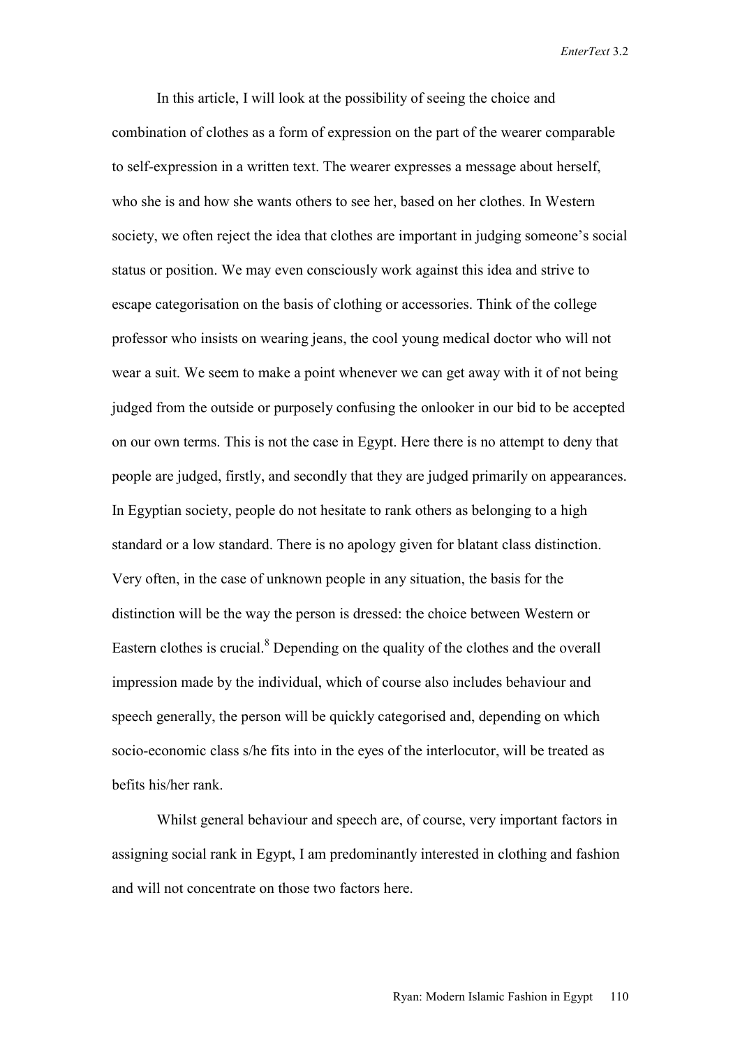In this article, I will look at the possibility of seeing the choice and combination of clothes as a form of expression on the part of the wearer comparable to self-expression in a written text. The wearer expresses a message about herself, who she is and how she wants others to see her, based on her clothes. In Western society, we often reject the idea that clothes are important in judging someone's social status or position. We may even consciously work against this idea and strive to escape categorisation on the basis of clothing or accessories. Think of the college professor who insists on wearing jeans, the cool young medical doctor who will not wear a suit. We seem to make a point whenever we can get away with it of not being judged from the outside or purposely confusing the onlooker in our bid to be accepted on our own terms. This is not the case in Egypt. Here there is no attempt to deny that people are judged, firstly, and secondly that they are judged primarily on appearances. In Egyptian society, people do not hesitate to rank others as belonging to a high standard or a low standard. There is no apology given for blatant class distinction. Very often, in the case of unknown people in any situation, the basis for the distinction will be the way the person is dressed: the choice between Western or Eastern clothes is crucial.[8] Depending on the quality of the clothes and the overall impression made by the individual, which of course also includes behaviour and speech generally, the person will be quickly categorised and, depending on which socio-economic class s/he fits into in the eyes of the interlocutor, will be treated as befits his/her rank.

Whilst general behaviour and speech are, of course, very important factors in assigning social rank in Egypt, I am predominantly interested in clothing and fashion and will not concentrate on those two factors here.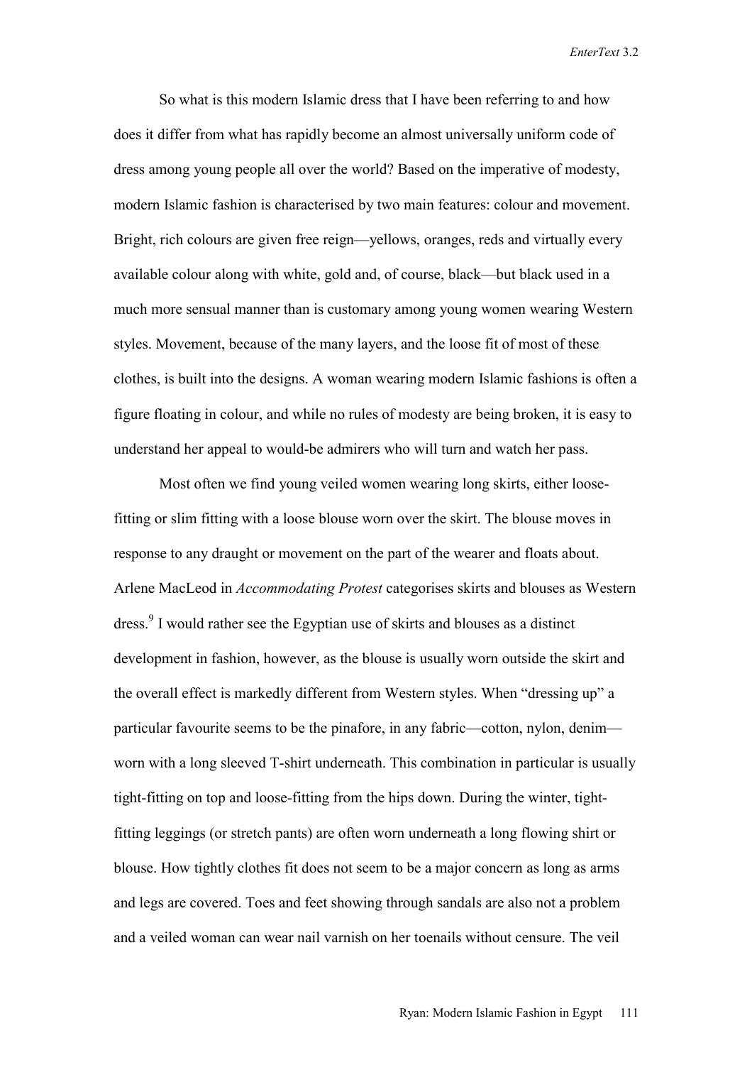So what is this modern Islamic dress that I have been referring to and how does it differ from what has rapidly become an almost universally uniform code of dress among young people all over the world? Based on the imperative of modesty, modern Islamic fashion is characterised by two main features: colour and movement. Bright, rich colours are given free reign—yellows, oranges, reds and virtually every available colour along with white, gold and, of course, black—but black used in a much more sensual manner than is customary among young women wearing Western styles. Movement, because of the many layers, and the loose fit of most of these clothes, is built into the designs. A woman wearing modern Islamic fashions is often a figure floating in colour, and while no rules of modesty are being broken, it is easy to understand her appeal to would-be admirers who will turn and watch her pass.

Most often we find young veiled women wearing long skirts, either loose-fitting or slim fitting with a loose blouse worn over the skirt. The blouse moves in response to any draught or movement on the part of the wearer and floats about. Arlene MacLeod in *Accommodating Protest* categorises skirts and blouses as Western dress.[9] I would rather see the Egyptian use of skirts and blouses as a distinct development in fashion, however, as the blouse is usually worn outside the skirt and the overall effect is markedly different from Western styles. When "dressing up" a particular favourite seems to be the pinafore, in any fabric—cotton, nylon, denim—worn with a long sleeved T-shirt underneath. This combination in particular is usually tight-fitting on top and loose-fitting from the hips down. During the winter, tight-fitting leggings (or stretch pants) are often worn underneath a long flowing shirt or blouse. How tightly clothes fit does not seem to be a major concern as long as arms and legs are covered. Toes and feet showing through sandals are also not a problem and a veiled woman can wear nail varnish on her toenails without censure. The veil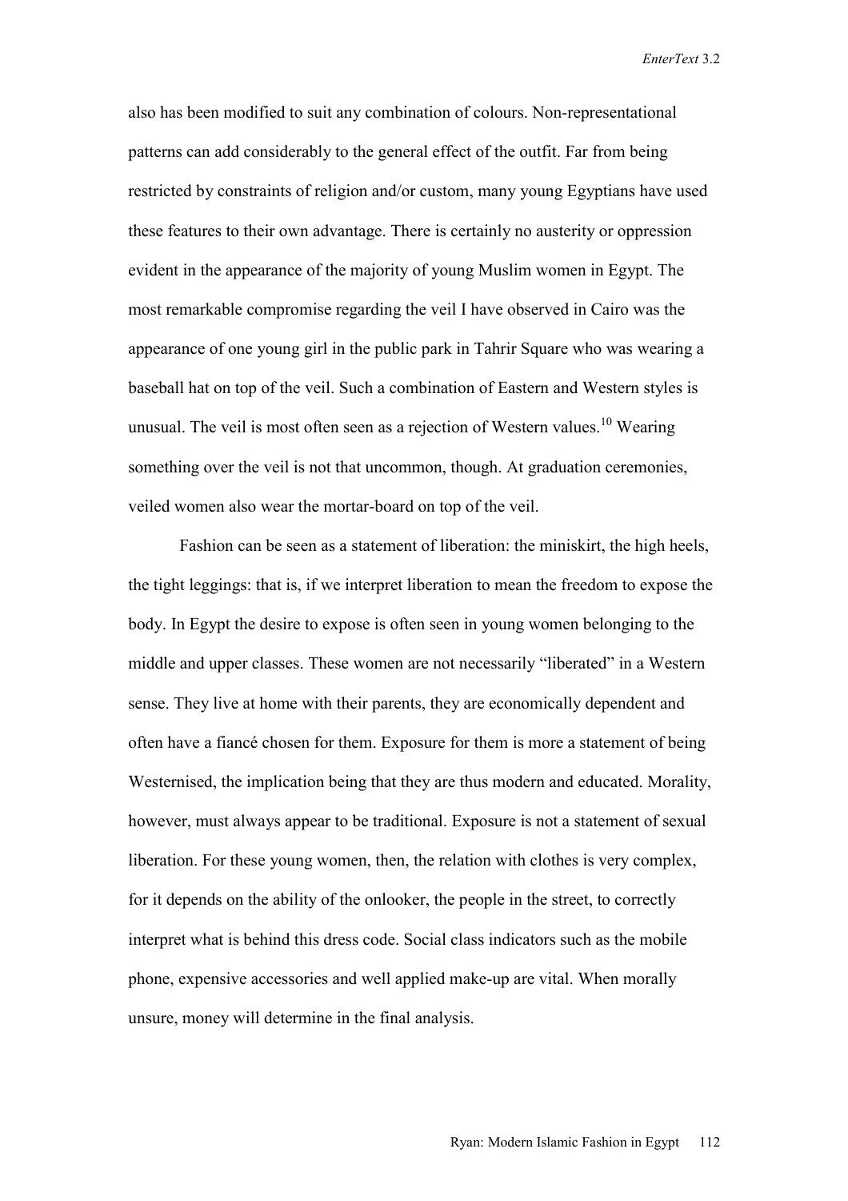also has been modified to suit any combination of colours. Non-representational patterns can add considerably to the general effect of the outfit. Far from being restricted by constraints of religion and/or custom, many young Egyptians have used these features to their own advantage. There is certainly no austerity or oppression evident in the appearance of the majority of young Muslim women in Egypt. The most remarkable compromise regarding the veil I have observed in Cairo was the appearance of one young girl in the public park in Tahrir Square who was wearing a baseball hat on top of the veil. Such a combination of Eastern and Western styles is unusual. The veil is most often seen as a rejection of Western values.[10] Wearing something over the veil is not that uncommon, though. At graduation ceremonies, veiled women also wear the mortar-board on top of the veil.

Fashion can be seen as a statement of liberation: the miniskirt, the high heels, the tight leggings: that is, if we interpret liberation to mean the freedom to expose the body. In Egypt the desire to expose is often seen in young women belonging to the middle and upper classes. These women are not necessarily "liberated" in a Western sense. They live at home with their parents, they are economically dependent and often have a fiancé chosen for them. Exposure for them is more a statement of being Westernised, the implication being that they are thus modern and educated. Morality, however, must always appear to be traditional. Exposure is not a statement of sexual liberation. For these young women, then, the relation with clothes is very complex, for it depends on the ability of the onlooker, the people in the street, to correctly interpret what is behind this dress code. Social class indicators such as the mobile phone, expensive accessories and well applied make-up are vital. When morally unsure, money will determine in the final analysis.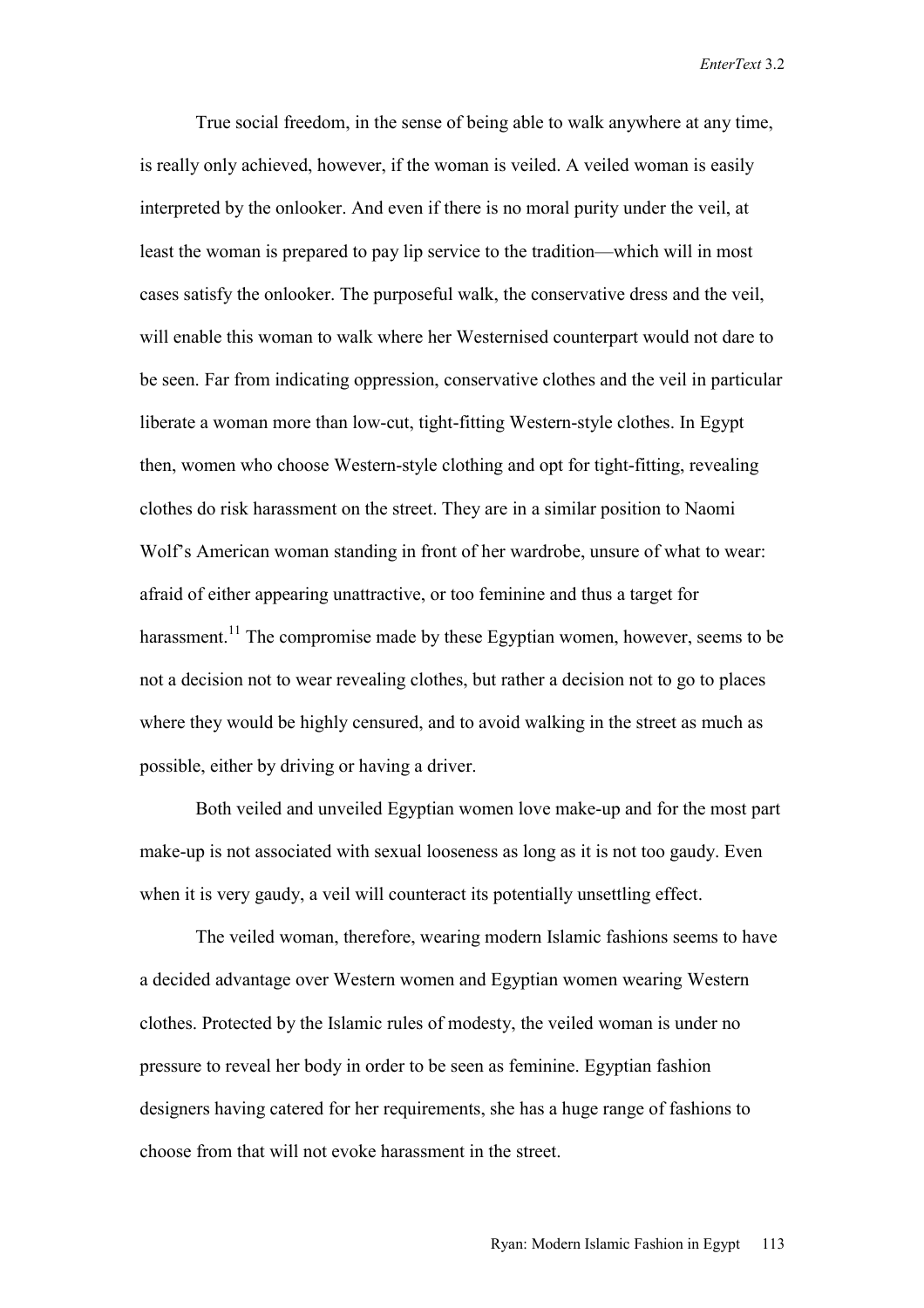True social freedom, in the sense of being able to walk anywhere at any time, is really only achieved, however, if the woman is veiled. A veiled woman is easily interpreted by the onlooker. And even if there is no moral purity under the veil, at least the woman is prepared to pay lip service to the tradition—which will in most cases satisfy the onlooker. The purposeful walk, the conservative dress and the veil, will enable this woman to walk where her Westernised counterpart would not dare to be seen. Far from indicating oppression, conservative clothes and the veil in particular liberate a woman more than low-cut, tight-fitting Western-style clothes. In Egypt then, women who choose Western-style clothing and opt for tight-fitting, revealing clothes do risk harassment on the street. They are in a similar position to Naomi Wolf's American woman standing in front of her wardrobe, unsure of what to wear: afraid of either appearing unattractive, or too feminine and thus a target for harassment.[11] The compromise made by these Egyptian women, however, seems to be not a decision not to wear revealing clothes, but rather a decision not to go to places where they would be highly censured, and to avoid walking in the street as much as possible, either by driving or having a driver.

Both veiled and unveiled Egyptian women love make-up and for the most part make-up is not associated with sexual looseness as long as it is not too gaudy. Even when it is very gaudy, a veil will counteract its potentially unsettling effect.

The veiled woman, therefore, wearing modern Islamic fashions seems to have a decided advantage over Western women and Egyptian women wearing Western clothes. Protected by the Islamic rules of modesty, the veiled woman is under no pressure to reveal her body in order to be seen as feminine. Egyptian fashion designers having catered for her requirements, she has a huge range of fashions to choose from that will not evoke harassment in the street.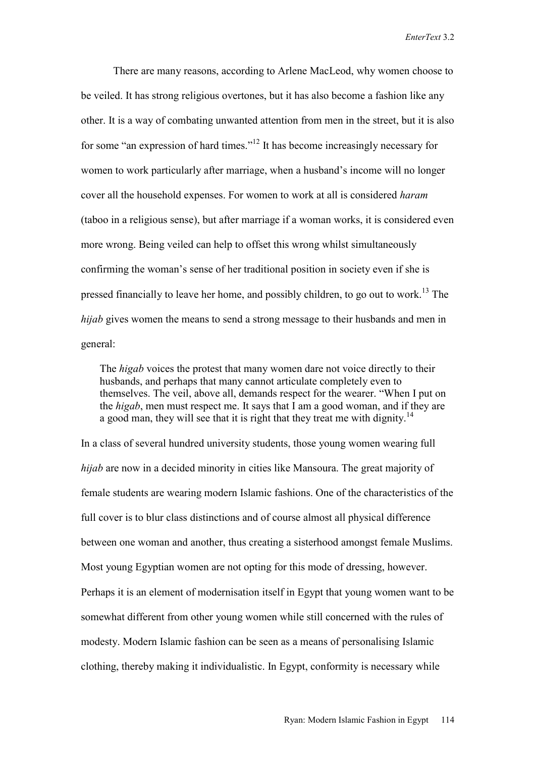There are many reasons, according to Arlene MacLeod, why women choose to be veiled. It has strong religious overtones, but it has also become a fashion like any other. It is a way of combating unwanted attention from men in the street, but it is also for some "an expression of hard times."[12] It has become increasingly necessary for women to work particularly after marriage, when a husband's income will no longer cover all the household expenses. For women to work at all is considered *haram* (taboo in a religious sense), but after marriage if a woman works, it is considered even more wrong. Being veiled can help to offset this wrong whilst simultaneously confirming the woman's sense of her traditional position in society even if she is pressed financially to leave her home, and possibly children, to go out to work.[13] The *hijab* gives women the means to send a strong message to their husbands and men in general:

> The *higab* voices the protest that many women dare not voice directly to their husbands, and perhaps that many cannot articulate completely even to themselves. The veil, above all, demands respect for the wearer. "When I put on the *higab*, men must respect me. It says that I am a good woman, and if they are a good man, they will see that it is right that they treat me with dignity.[14]

In a class of several hundred university students, those young women wearing full *hijab* are now in a decided minority in cities like Mansoura. The great majority of female students are wearing modern Islamic fashions. One of the characteristics of the full cover is to blur class distinctions and of course almost all physical difference between one woman and another, thus creating a sisterhood amongst female Muslims. Most young Egyptian women are not opting for this mode of dressing, however. Perhaps it is an element of modernisation itself in Egypt that young women want to be somewhat different from other young women while still concerned with the rules of modesty. Modern Islamic fashion can be seen as a means of personalising Islamic clothing, thereby making it individualistic. In Egypt, conformity is necessary while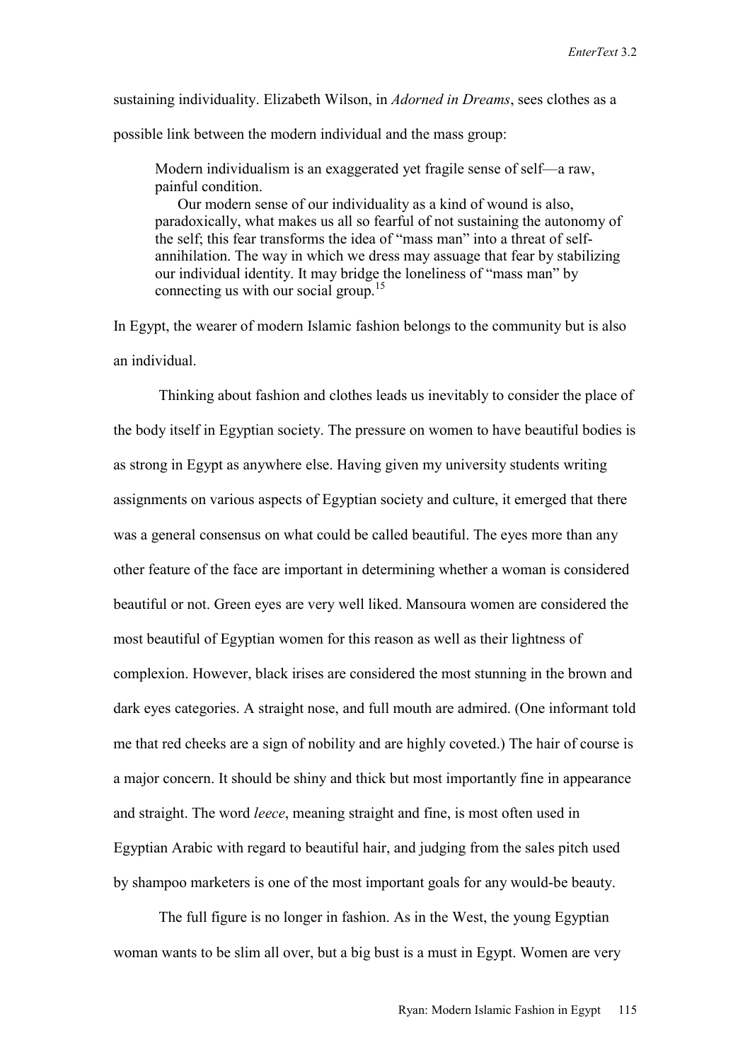sustaining individuality. Elizabeth Wilson, in *Adorned in Dreams*, sees clothes as a possible link between the modern individual and the mass group:

> Modern individualism is an exaggerated yet fragile sense of self—a raw, painful condition.
>
> Our modern sense of our individuality as a kind of wound is also, paradoxically, what makes us all so fearful of not sustaining the autonomy of the self; this fear transforms the idea of "mass man" into a threat of self-annihilation. The way in which we dress may assuage that fear by stabilizing our individual identity. It may bridge the loneliness of "mass man" by connecting us with our social group.[15]

In Egypt, the wearer of modern Islamic fashion belongs to the community but is also an individual.

Thinking about fashion and clothes leads us inevitably to consider the place of the body itself in Egyptian society. The pressure on women to have beautiful bodies is as strong in Egypt as anywhere else. Having given my university students writing assignments on various aspects of Egyptian society and culture, it emerged that there was a general consensus on what could be called beautiful. The eyes more than any other feature of the face are important in determining whether a woman is considered beautiful or not. Green eyes are very well liked. Mansoura women are considered the most beautiful of Egyptian women for this reason as well as their lightness of complexion. However, black irises are considered the most stunning in the brown and dark eyes categories. A straight nose, and full mouth are admired. (One informant told me that red cheeks are a sign of nobility and are highly coveted.) The hair of course is a major concern. It should be shiny and thick but most importantly fine in appearance and straight. The word *leece*, meaning straight and fine, is most often used in Egyptian Arabic with regard to beautiful hair, and judging from the sales pitch used by shampoo marketers is one of the most important goals for any would-be beauty.

The full figure is no longer in fashion. As in the West, the young Egyptian woman wants to be slim all over, but a big bust is a must in Egypt. Women are very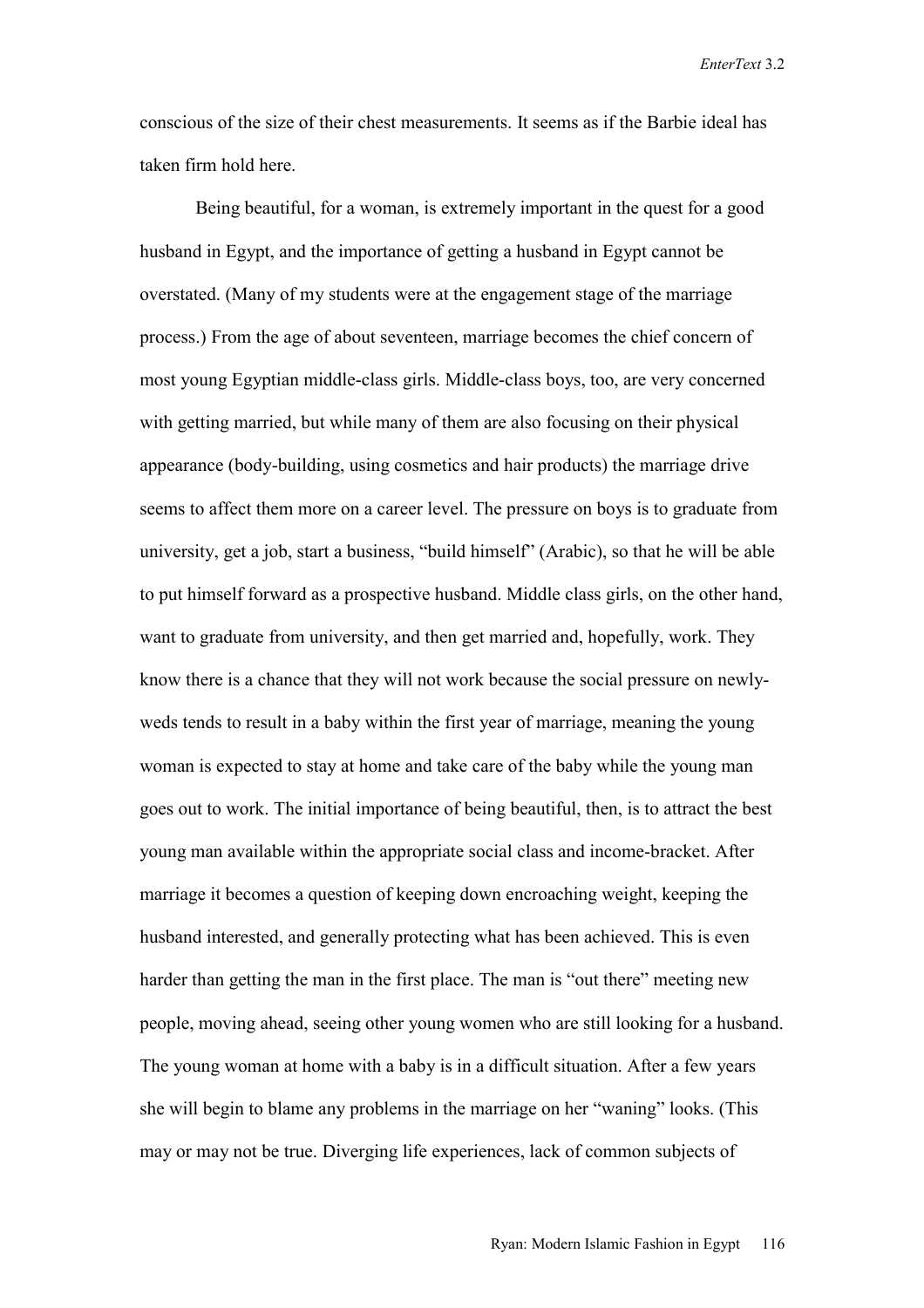conscious of the size of their chest measurements. It seems as if the Barbie ideal has taken firm hold here.

Being beautiful, for a woman, is extremely important in the quest for a good husband in Egypt, and the importance of getting a husband in Egypt cannot be overstated. (Many of my students were at the engagement stage of the marriage process.) From the age of about seventeen, marriage becomes the chief concern of most young Egyptian middle-class girls. Middle-class boys, too, are very concerned with getting married, but while many of them are also focusing on their physical appearance (body-building, using cosmetics and hair products) the marriage drive seems to affect them more on a career level. The pressure on boys is to graduate from university, get a job, start a business, "build himself" (Arabic), so that he will be able to put himself forward as a prospective husband. Middle class girls, on the other hand, want to graduate from university, and then get married and, hopefully, work. They know there is a chance that they will not work because the social pressure on newly-weds tends to result in a baby within the first year of marriage, meaning the young woman is expected to stay at home and take care of the baby while the young man goes out to work. The initial importance of being beautiful, then, is to attract the best young man available within the appropriate social class and income-bracket. After marriage it becomes a question of keeping down encroaching weight, keeping the husband interested, and generally protecting what has been achieved. This is even harder than getting the man in the first place. The man is "out there" meeting new people, moving ahead, seeing other young women who are still looking for a husband. The young woman at home with a baby is in a difficult situation. After a few years she will begin to blame any problems in the marriage on her "waning" looks. (This may or may not be true. Diverging life experiences, lack of common subjects of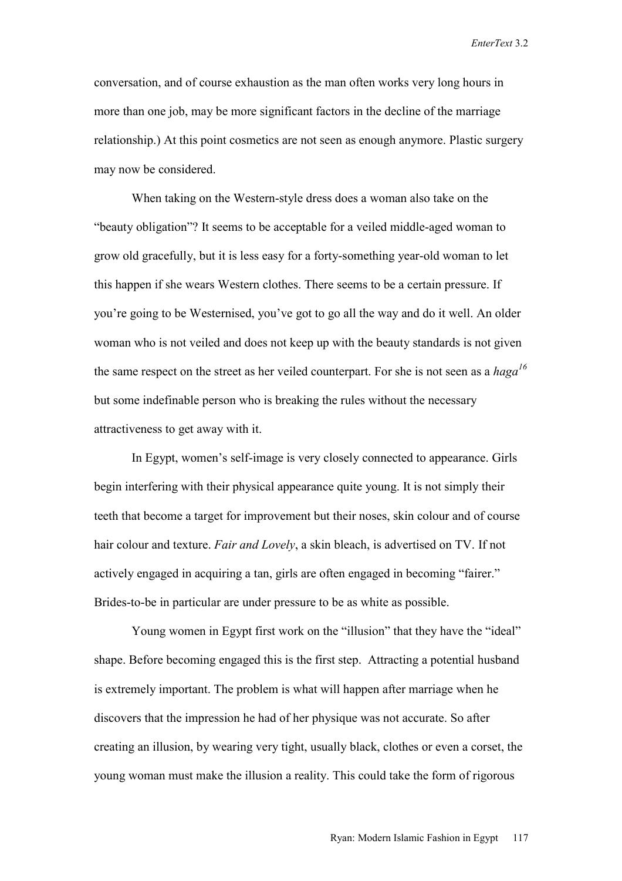conversation, and of course exhaustion as the man often works very long hours in more than one job, may be more significant factors in the decline of the marriage relationship.) At this point cosmetics are not seen as enough anymore. Plastic surgery may now be considered.

When taking on the Western-style dress does a woman also take on the "beauty obligation"? It seems to be acceptable for a veiled middle-aged woman to grow old gracefully, but it is less easy for a forty-something year-old woman to let this happen if she wears Western clothes. There seems to be a certain pressure. If you're going to be Westernised, you've got to go all the way and do it well. An older woman who is not veiled and does not keep up with the beauty standards is not given the same respect on the street as her veiled counterpart. For she is not seen as a *haga*[16] but some indefinable person who is breaking the rules without the necessary attractiveness to get away with it.

In Egypt, women's self-image is very closely connected to appearance. Girls begin interfering with their physical appearance quite young. It is not simply their teeth that become a target for improvement but their noses, skin colour and of course hair colour and texture. *Fair and Lovely*, a skin bleach, is advertised on TV. If not actively engaged in acquiring a tan, girls are often engaged in becoming "fairer." Brides-to-be in particular are under pressure to be as white as possible.

Young women in Egypt first work on the "illusion" that they have the "ideal" shape. Before becoming engaged this is the first step. Attracting a potential husband is extremely important. The problem is what will happen after marriage when he discovers that the impression he had of her physique was not accurate. So after creating an illusion, by wearing very tight, usually black, clothes or even a corset, the young woman must make the illusion a reality. This could take the form of rigorous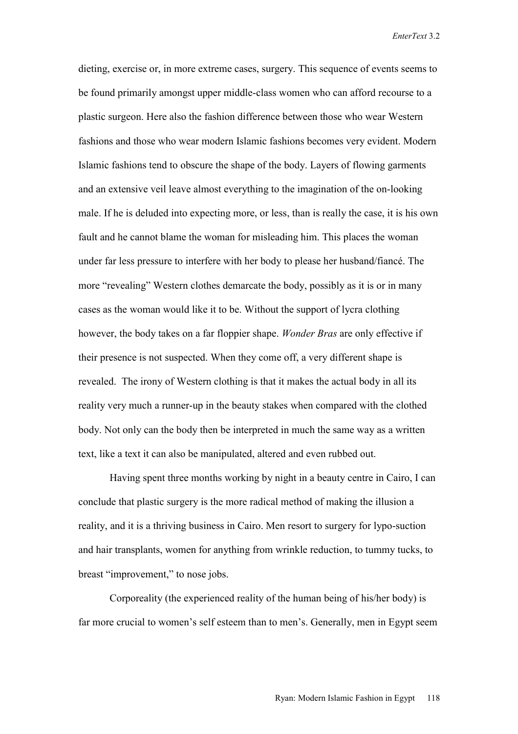dieting, exercise or, in more extreme cases, surgery. This sequence of events seems to be found primarily amongst upper middle-class women who can afford recourse to a plastic surgeon. Here also the fashion difference between those who wear Western fashions and those who wear modern Islamic fashions becomes very evident. Modern Islamic fashions tend to obscure the shape of the body. Layers of flowing garments and an extensive veil leave almost everything to the imagination of the on-looking male. If he is deluded into expecting more, or less, than is really the case, it is his own fault and he cannot blame the woman for misleading him. This places the woman under far less pressure to interfere with her body to please her husband/fiancé. The more "revealing" Western clothes demarcate the body, possibly as it is or in many cases as the woman would like it to be. Without the support of lycra clothing however, the body takes on a far floppier shape. *Wonder Bras* are only effective if their presence is not suspected. When they come off, a very different shape is revealed. The irony of Western clothing is that it makes the actual body in all its reality very much a runner-up in the beauty stakes when compared with the clothed body. Not only can the body then be interpreted in much the same way as a written text, like a text it can also be manipulated, altered and even rubbed out.

Having spent three months working by night in a beauty centre in Cairo, I can conclude that plastic surgery is the more radical method of making the illusion a reality, and it is a thriving business in Cairo. Men resort to surgery for lypo-suction and hair transplants, women for anything from wrinkle reduction, to tummy tucks, to breast "improvement," to nose jobs.

Corporeality (the experienced reality of the human being of his/her body) is far more crucial to women's self esteem than to men's. Generally, men in Egypt seem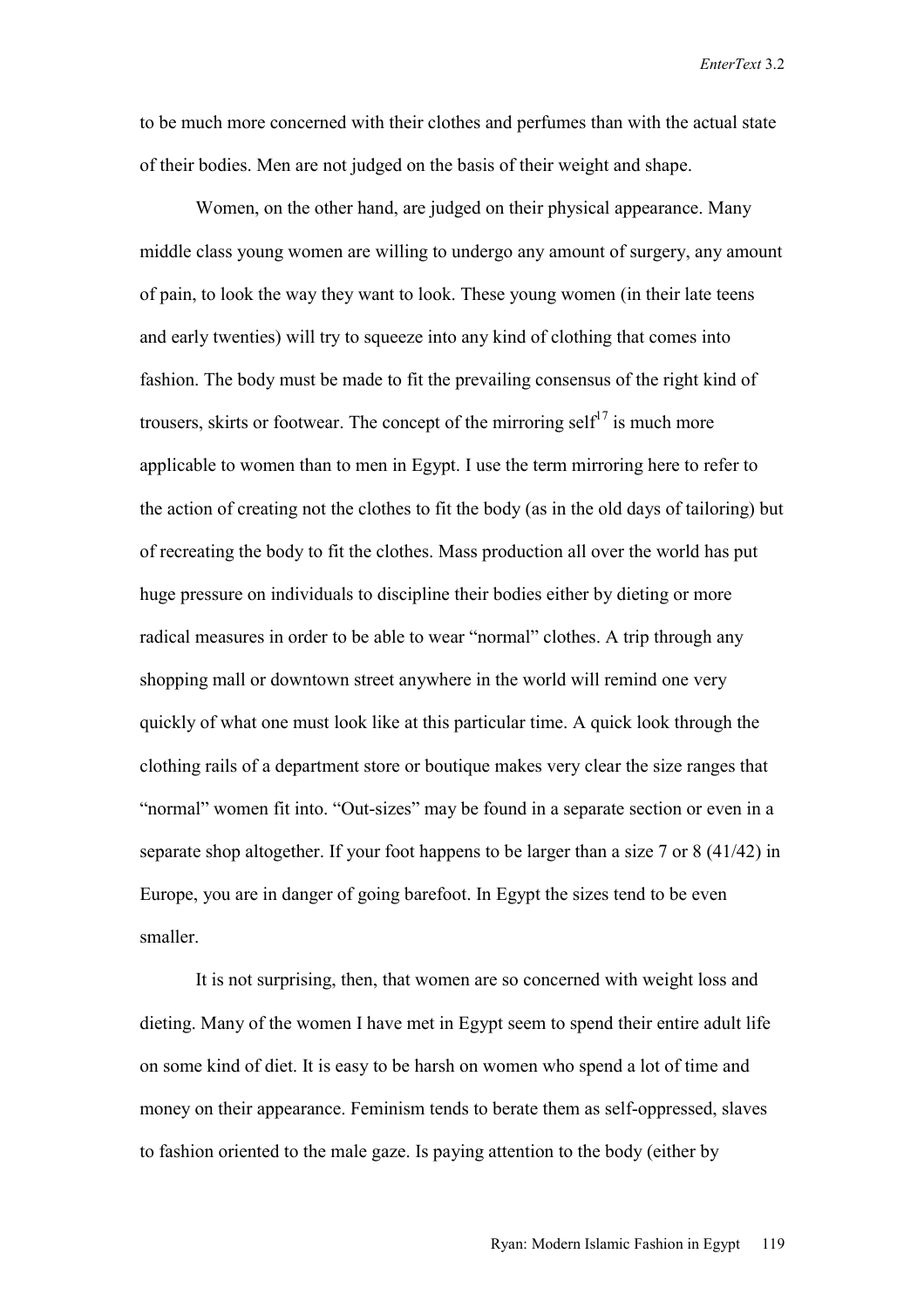to be much more concerned with their clothes and perfumes than with the actual state of their bodies. Men are not judged on the basis of their weight and shape.

Women, on the other hand, are judged on their physical appearance. Many middle class young women are willing to undergo any amount of surgery, any amount of pain, to look the way they want to look. These young women (in their late teens and early twenties) will try to squeeze into any kind of clothing that comes into fashion. The body must be made to fit the prevailing consensus of the right kind of trousers, skirts or footwear. The concept of the mirroring self[17] is much more applicable to women than to men in Egypt. I use the term mirroring here to refer to the action of creating not the clothes to fit the body (as in the old days of tailoring) but of recreating the body to fit the clothes. Mass production all over the world has put huge pressure on individuals to discipline their bodies either by dieting or more radical measures in order to be able to wear "normal" clothes. A trip through any shopping mall or downtown street anywhere in the world will remind one very quickly of what one must look like at this particular time. A quick look through the clothing rails of a department store or boutique makes very clear the size ranges that "normal" women fit into. "Out-sizes" may be found in a separate section or even in a separate shop altogether. If your foot happens to be larger than a size 7 or 8 (41/42) in Europe, you are in danger of going barefoot. In Egypt the sizes tend to be even smaller.

It is not surprising, then, that women are so concerned with weight loss and dieting. Many of the women I have met in Egypt seem to spend their entire adult life on some kind of diet. It is easy to be harsh on women who spend a lot of time and money on their appearance. Feminism tends to berate them as self-oppressed, slaves to fashion oriented to the male gaze. Is paying attention to the body (either by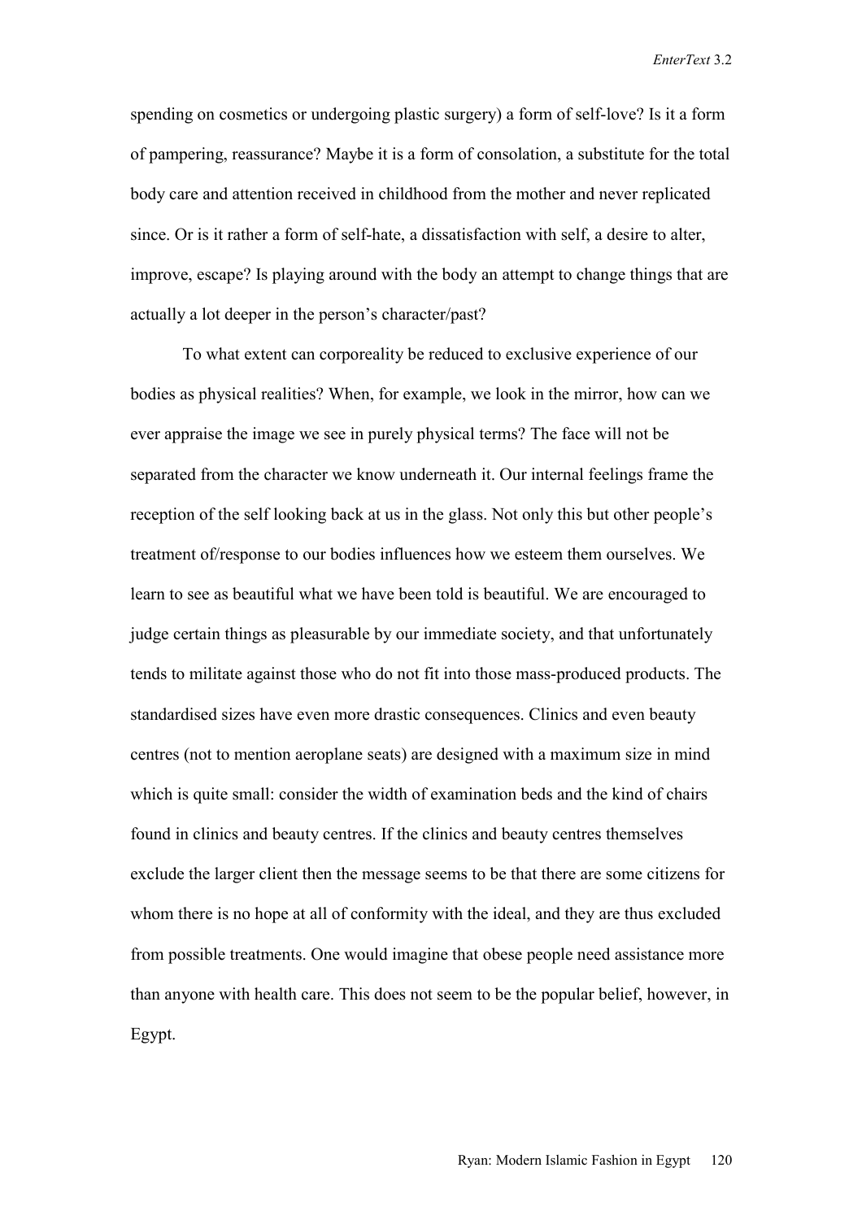spending on cosmetics or undergoing plastic surgery) a form of self-love? Is it a form of pampering, reassurance? Maybe it is a form of consolation, a substitute for the total body care and attention received in childhood from the mother and never replicated since. Or is it rather a form of self-hate, a dissatisfaction with self, a desire to alter, improve, escape? Is playing around with the body an attempt to change things that are actually a lot deeper in the person's character/past?

To what extent can corporeality be reduced to exclusive experience of our bodies as physical realities? When, for example, we look in the mirror, how can we ever appraise the image we see in purely physical terms? The face will not be separated from the character we know underneath it. Our internal feelings frame the reception of the self looking back at us in the glass. Not only this but other people's treatment of/response to our bodies influences how we esteem them ourselves. We learn to see as beautiful what we have been told is beautiful. We are encouraged to judge certain things as pleasurable by our immediate society, and that unfortunately tends to militate against those who do not fit into those mass-produced products. The standardised sizes have even more drastic consequences. Clinics and even beauty centres (not to mention aeroplane seats) are designed with a maximum size in mind which is quite small: consider the width of examination beds and the kind of chairs found in clinics and beauty centres. If the clinics and beauty centres themselves exclude the larger client then the message seems to be that there are some citizens for whom there is no hope at all of conformity with the ideal, and they are thus excluded from possible treatments. One would imagine that obese people need assistance more than anyone with health care. This does not seem to be the popular belief, however, in Egypt.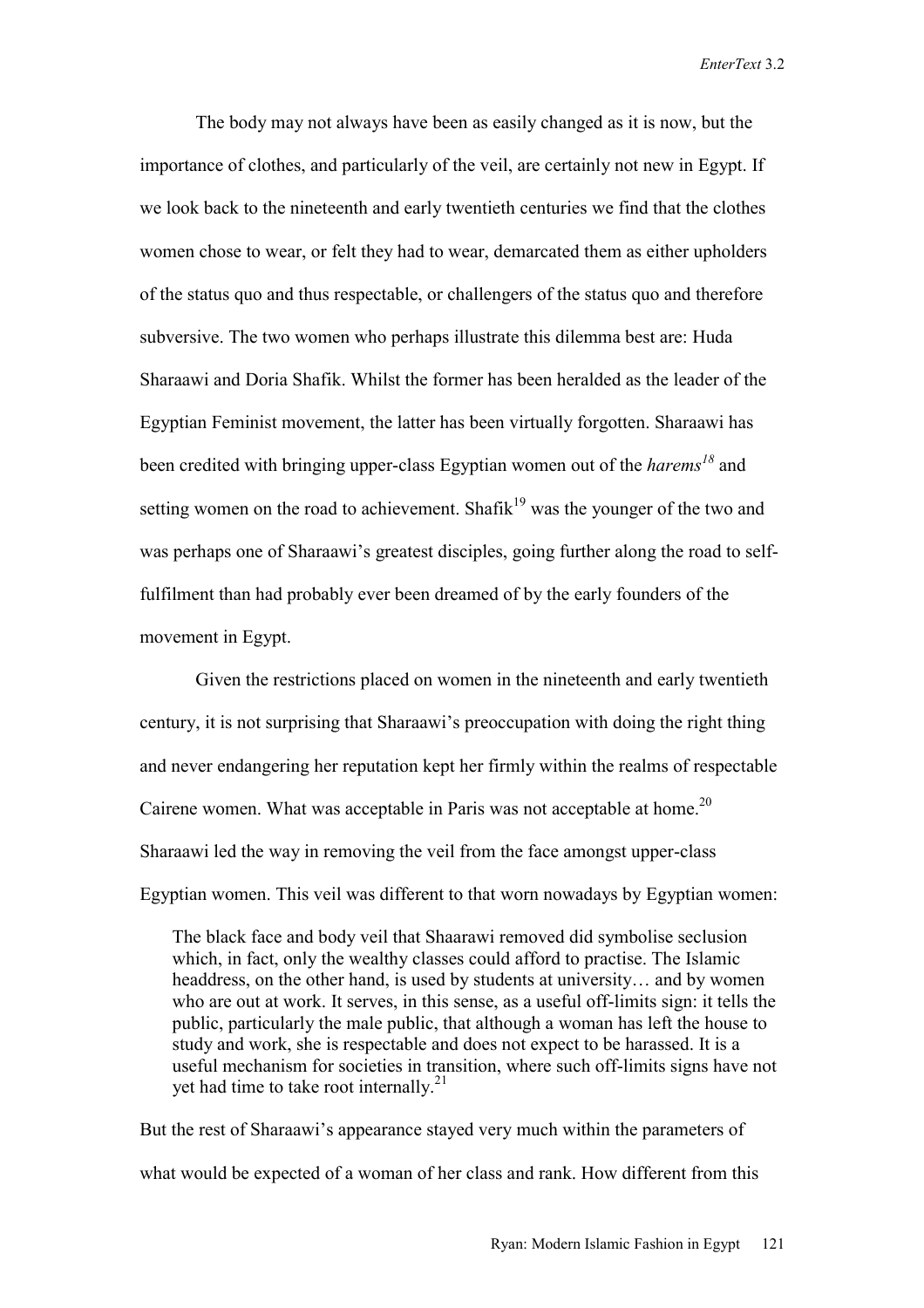The body may not always have been as easily changed as it is now, but the importance of clothes, and particularly of the veil, are certainly not new in Egypt. If we look back to the nineteenth and early twentieth centuries we find that the clothes women chose to wear, or felt they had to wear, demarcated them as either upholders of the status quo and thus respectable, or challengers of the status quo and therefore subversive. The two women who perhaps illustrate this dilemma best are: Huda Sharaawi and Doria Shafik. Whilst the former has been heralded as the leader of the Egyptian Feminist movement, the latter has been virtually forgotten. Sharaawi has been credited with bringing upper-class Egyptian women out of the *harems*[18] and setting women on the road to achievement. Shafik[19] was the younger of the two and was perhaps one of Sharaawi's greatest disciples, going further along the road to self-fulfilment than had probably ever been dreamed of by the early founders of the movement in Egypt.

Given the restrictions placed on women in the nineteenth and early twentieth century, it is not surprising that Sharaawi's preoccupation with doing the right thing and never endangering her reputation kept her firmly within the realms of respectable Cairene women. What was acceptable in Paris was not acceptable at home.[20] Sharaawi led the way in removing the veil from the face amongst upper-class Egyptian women. This veil was different to that worn nowadays by Egyptian women:

> The black face and body veil that Shaarawi removed did symbolise seclusion which, in fact, only the wealthy classes could afford to practise. The Islamic headdress, on the other hand, is used by students at university… and by women who are out at work. It serves, in this sense, as a useful off-limits sign: it tells the public, particularly the male public, that although a woman has left the house to study and work, she is respectable and does not expect to be harassed. It is a useful mechanism for societies in transition, where such off-limits signs have not yet had time to take root internally.[21]

But the rest of Sharaawi's appearance stayed very much within the parameters of what would be expected of a woman of her class and rank. How different from this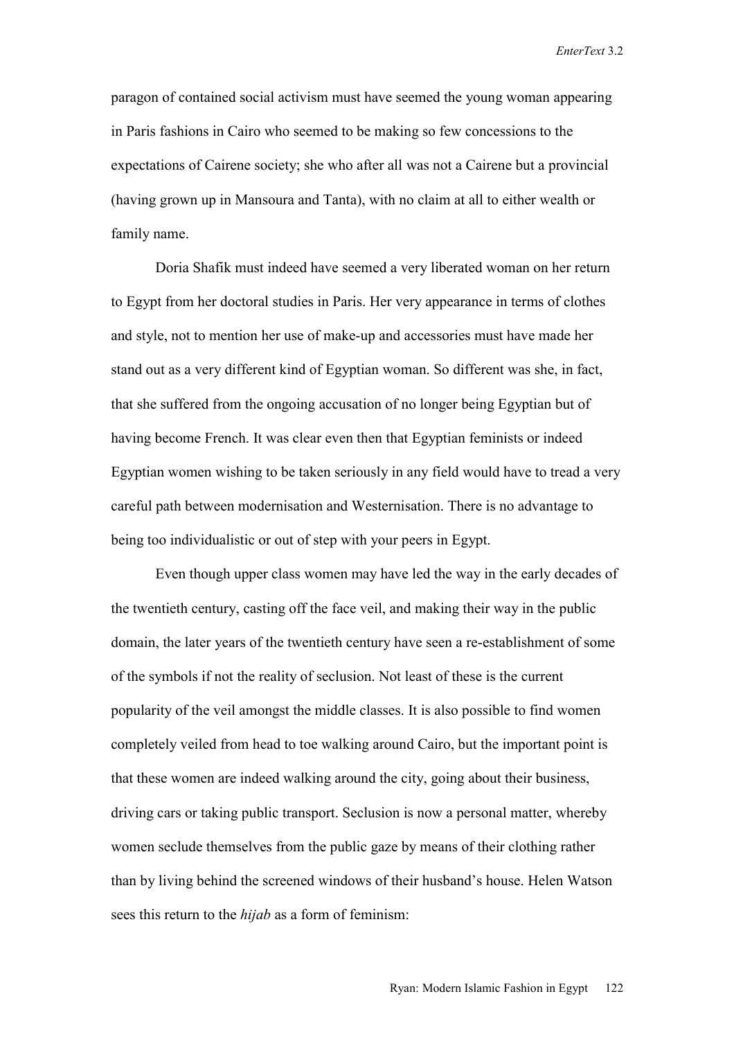paragon of contained social activism must have seemed the young woman appearing in Paris fashions in Cairo who seemed to be making so few concessions to the expectations of Cairene society; she who after all was not a Cairene but a provincial (having grown up in Mansoura and Tanta), with no claim at all to either wealth or family name.

Doria Shafik must indeed have seemed a very liberated woman on her return to Egypt from her doctoral studies in Paris. Her very appearance in terms of clothes and style, not to mention her use of make-up and accessories must have made her stand out as a very different kind of Egyptian woman. So different was she, in fact, that she suffered from the ongoing accusation of no longer being Egyptian but of having become French. It was clear even then that Egyptian feminists or indeed Egyptian women wishing to be taken seriously in any field would have to tread a very careful path between modernisation and Westernisation. There is no advantage to being too individualistic or out of step with your peers in Egypt.

Even though upper class women may have led the way in the early decades of the twentieth century, casting off the face veil, and making their way in the public domain, the later years of the twentieth century have seen a re-establishment of some of the symbols if not the reality of seclusion. Not least of these is the current popularity of the veil amongst the middle classes. It is also possible to find women completely veiled from head to toe walking around Cairo, but the important point is that these women are indeed walking around the city, going about their business, driving cars or taking public transport. Seclusion is now a personal matter, whereby women seclude themselves from the public gaze by means of their clothing rather than by living behind the screened windows of their husband's house. Helen Watson sees this return to the *hijab* as a form of feminism: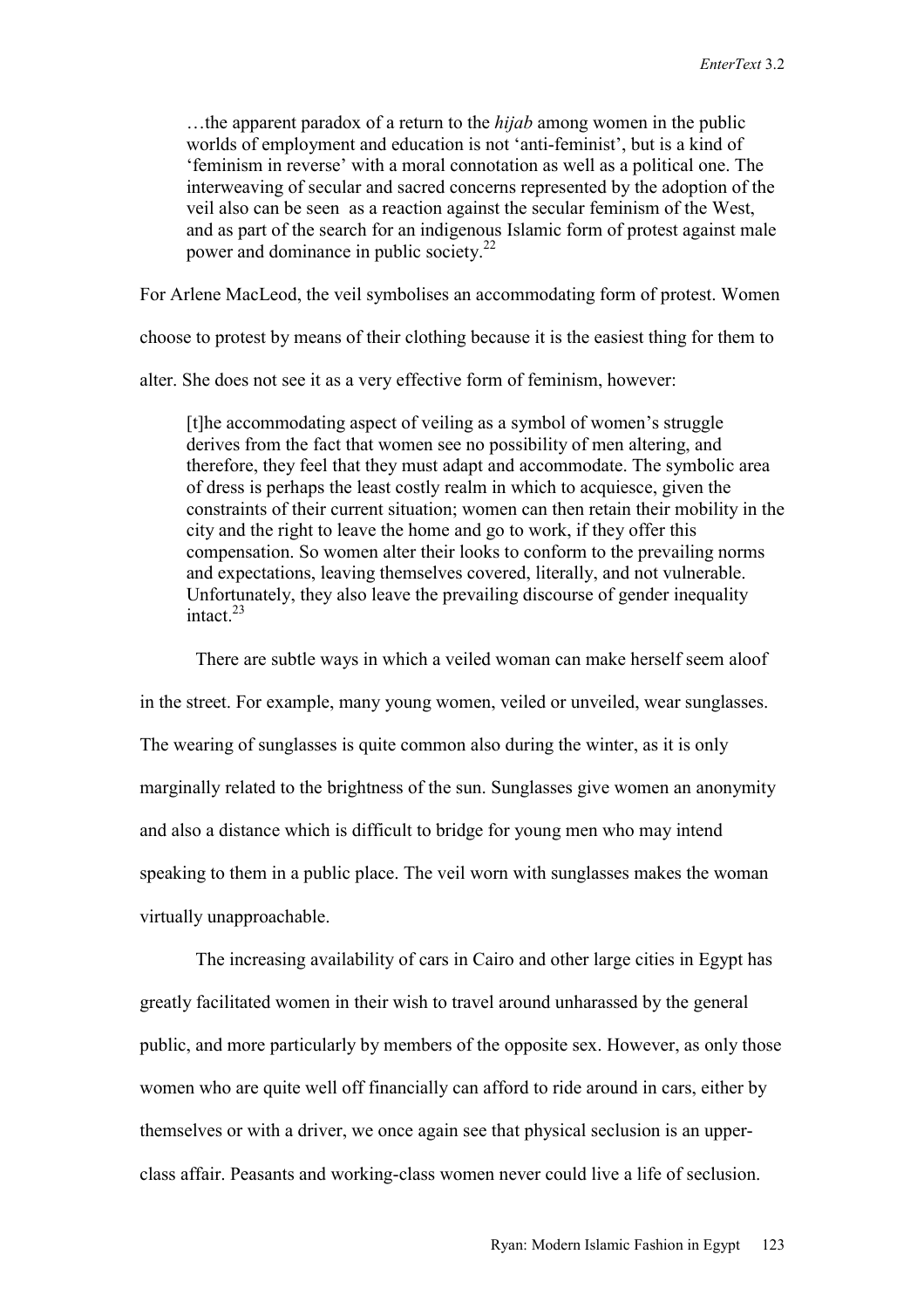> …the apparent paradox of a return to the *hijab* among women in the public worlds of employment and education is not 'anti-feminist', but is a kind of 'feminism in reverse' with a moral connotation as well as a political one. The interweaving of secular and sacred concerns represented by the adoption of the veil also can be seen as a reaction against the secular feminism of the West, and as part of the search for an indigenous Islamic form of protest against male power and dominance in public society.[22]

For Arlene MacLeod, the veil symbolises an accommodating form of protest. Women choose to protest by means of their clothing because it is the easiest thing for them to alter. She does not see it as a very effective form of feminism, however:

> [t]he accommodating aspect of veiling as a symbol of women's struggle derives from the fact that women see no possibility of men altering, and therefore, they feel that they must adapt and accommodate. The symbolic area of dress is perhaps the least costly realm in which to acquiesce, given the constraints of their current situation; women can then retain their mobility in the city and the right to leave the home and go to work, if they offer this compensation. So women alter their looks to conform to the prevailing norms and expectations, leaving themselves covered, literally, and not vulnerable. Unfortunately, they also leave the prevailing discourse of gender inequality intact.[23]

There are subtle ways in which a veiled woman can make herself seem aloof in the street. For example, many young women, veiled or unveiled, wear sunglasses. The wearing of sunglasses is quite common also during the winter, as it is only marginally related to the brightness of the sun. Sunglasses give women an anonymity and also a distance which is difficult to bridge for young men who may intend speaking to them in a public place. The veil worn with sunglasses makes the woman virtually unapproachable.

The increasing availability of cars in Cairo and other large cities in Egypt has greatly facilitated women in their wish to travel around unharassed by the general public, and more particularly by members of the opposite sex. However, as only those women who are quite well off financially can afford to ride around in cars, either by themselves or with a driver, we once again see that physical seclusion is an upper-class affair. Peasants and working-class women never could live a life of seclusion.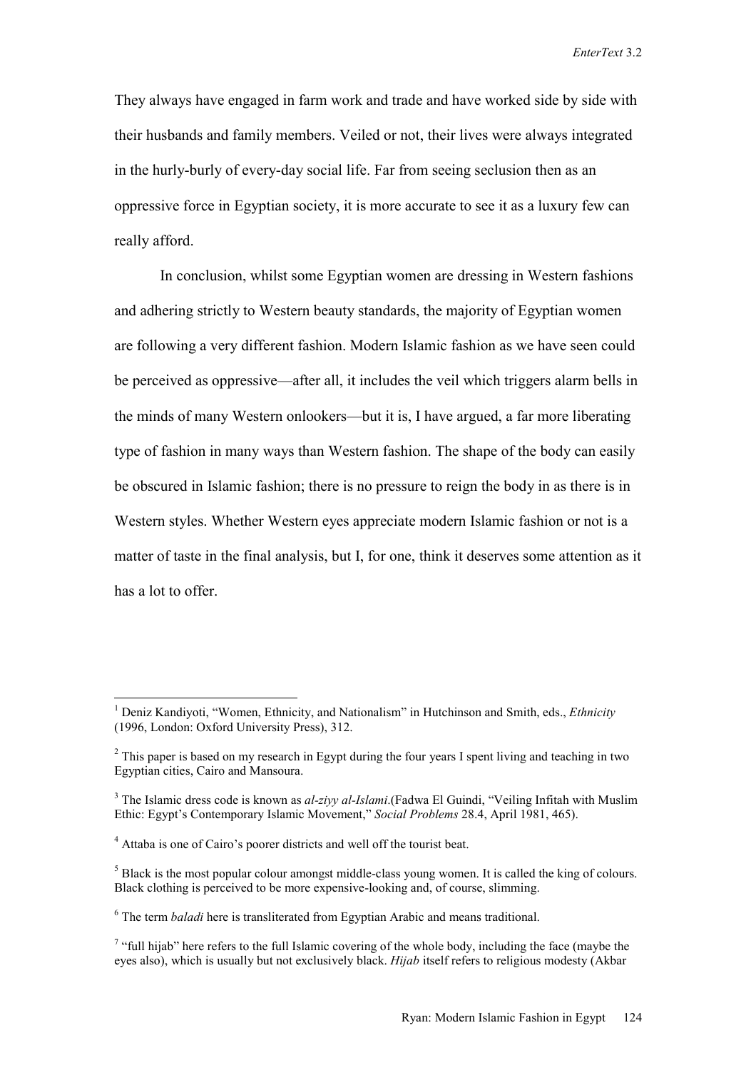They always have engaged in farm work and trade and have worked side by side with their husbands and family members. Veiled or not, their lives were always integrated in the hurly-burly of every-day social life. Far from seeing seclusion then as an oppressive force in Egyptian society, it is more accurate to see it as a luxury few can really afford.

In conclusion, whilst some Egyptian women are dressing in Western fashions and adhering strictly to Western beauty standards, the majority of Egyptian women are following a very different fashion. Modern Islamic fashion as we have seen could be perceived as oppressive—after all, it includes the veil which triggers alarm bells in the minds of many Western onlookers—but it is, I have argued, a far more liberating type of fashion in many ways than Western fashion. The shape of the body can easily be obscured in Islamic fashion; there is no pressure to reign the body in as there is in Western styles. Whether Western eyes appreciate modern Islamic fashion or not is a matter of taste in the final analysis, but I, for one, think it deserves some attention as it has a lot to offer.

---

[1] Deniz Kandiyoti, "Women, Ethnicity, and Nationalism" in Hutchinson and Smith, eds., *Ethnicity* (1996, London: Oxford University Press), 312.

[2] This paper is based on my research in Egypt during the four years I spent living and teaching in two Egyptian cities, Cairo and Mansoura.

[3] The Islamic dress code is known as *al-ziyy al-Islami*.(Fadwa El Guindi, "Veiling Infitah with Muslim Ethic: Egypt's Contemporary Islamic Movement," *Social Problems* 28.4, April 1981, 465).

[4] Attaba is one of Cairo's poorer districts and well off the tourist beat.

[5] Black is the most popular colour amongst middle-class young women. It is called the king of colours. Black clothing is perceived to be more expensive-looking and, of course, slimming.

[6] The term *baladi* here is transliterated from Egyptian Arabic and means traditional.

[7] "full hijab" here refers to the full Islamic covering of the whole body, including the face (maybe the eyes also), which is usually but not exclusively black. *Hijab* itself refers to religious modesty (Akbar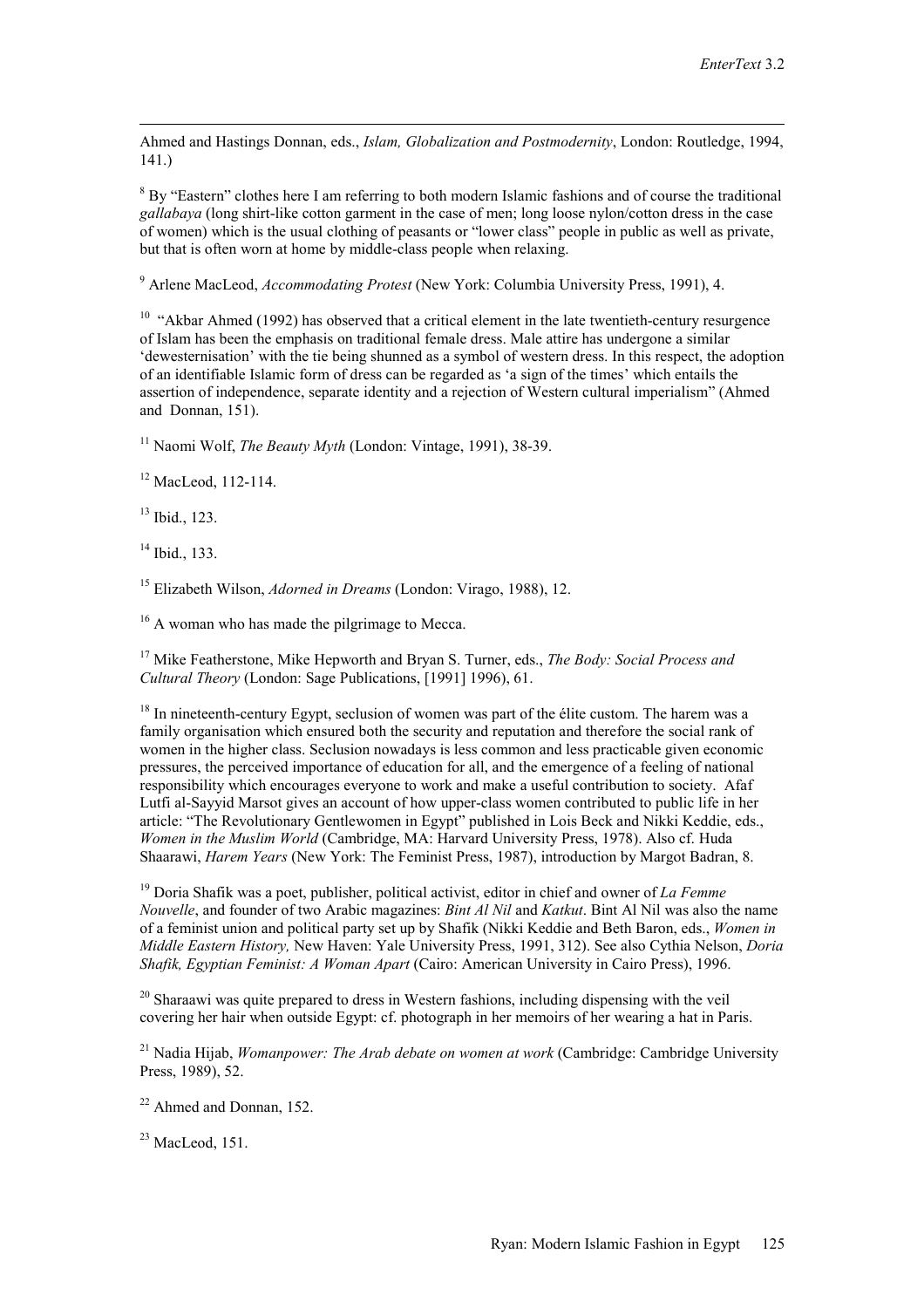Ahmed and Hastings Donnan, eds., *Islam, Globalization and Postmodernity*, London: Routledge, 1994, 141.)

[8] By "Eastern" clothes here I am referring to both modern Islamic fashions and of course the traditional *gallabaya* (long shirt-like cotton garment in the case of men; long loose nylon/cotton dress in the case of women) which is the usual clothing of peasants or "lower class" people in public as well as private, but that is often worn at home by middle-class people when relaxing.

[9] Arlene MacLeod, *Accommodating Protest* (New York: Columbia University Press, 1991), 4.

[10] "Akbar Ahmed (1992) has observed that a critical element in the late twentieth-century resurgence of Islam has been the emphasis on traditional female dress. Male attire has undergone a similar 'dewesternisation' with the tie being shunned as a symbol of western dress. In this respect, the adoption of an identifiable Islamic form of dress can be regarded as 'a sign of the times' which entails the assertion of independence, separate identity and a rejection of Western cultural imperialism" (Ahmed and Donnan, 151).

[11] Naomi Wolf, *The Beauty Myth* (London: Vintage, 1991), 38-39.

[12] MacLeod, 112-114.

[13] Ibid., 123.

[14] Ibid., 133.

[15] Elizabeth Wilson, *Adorned in Dreams* (London: Virago, 1988), 12.

[16] A woman who has made the pilgrimage to Mecca.

[17] Mike Featherstone, Mike Hepworth and Bryan S. Turner, eds., *The Body: Social Process and Cultural Theory* (London: Sage Publications, [1991] 1996), 61.

[18] In nineteenth-century Egypt, seclusion of women was part of the élite custom. The harem was a family organisation which ensured both the security and reputation and therefore the social rank of women in the higher class. Seclusion nowadays is less common and less practicable given economic pressures, the perceived importance of education for all, and the emergence of a feeling of national responsibility which encourages everyone to work and make a useful contribution to society. Afaf Lutfi al-Sayyid Marsot gives an account of how upper-class women contributed to public life in her article: "The Revolutionary Gentlewomen in Egypt" published in Lois Beck and Nikki Keddie, eds., *Women in the Muslim World* (Cambridge, MA: Harvard University Press, 1978). Also cf. Huda Shaarawi, *Harem Years* (New York: The Feminist Press, 1987), introduction by Margot Badran, 8.

[19] Doria Shafik was a poet, publisher, political activist, editor in chief and owner of *La Femme Nouvelle*, and founder of two Arabic magazines: *Bint Al Nil* and *Katkut*. Bint Al Nil was also the name of a feminist union and political party set up by Shafik (Nikki Keddie and Beth Baron, eds., *Women in Middle Eastern History,* New Haven: Yale University Press, 1991, 312). See also Cythia Nelson, *Doria Shafik, Egyptian Feminist: A Woman Apart* (Cairo: American University in Cairo Press), 1996.

[20] Sharaawi was quite prepared to dress in Western fashions, including dispensing with the veil covering her hair when outside Egypt: cf. photograph in her memoirs of her wearing a hat in Paris.

[21] Nadia Hijab, *Womanpower: The Arab debate on women at work* (Cambridge: Cambridge University Press, 1989), 52.

[22] Ahmed and Donnan, 152.

[23] MacLeod, 151.